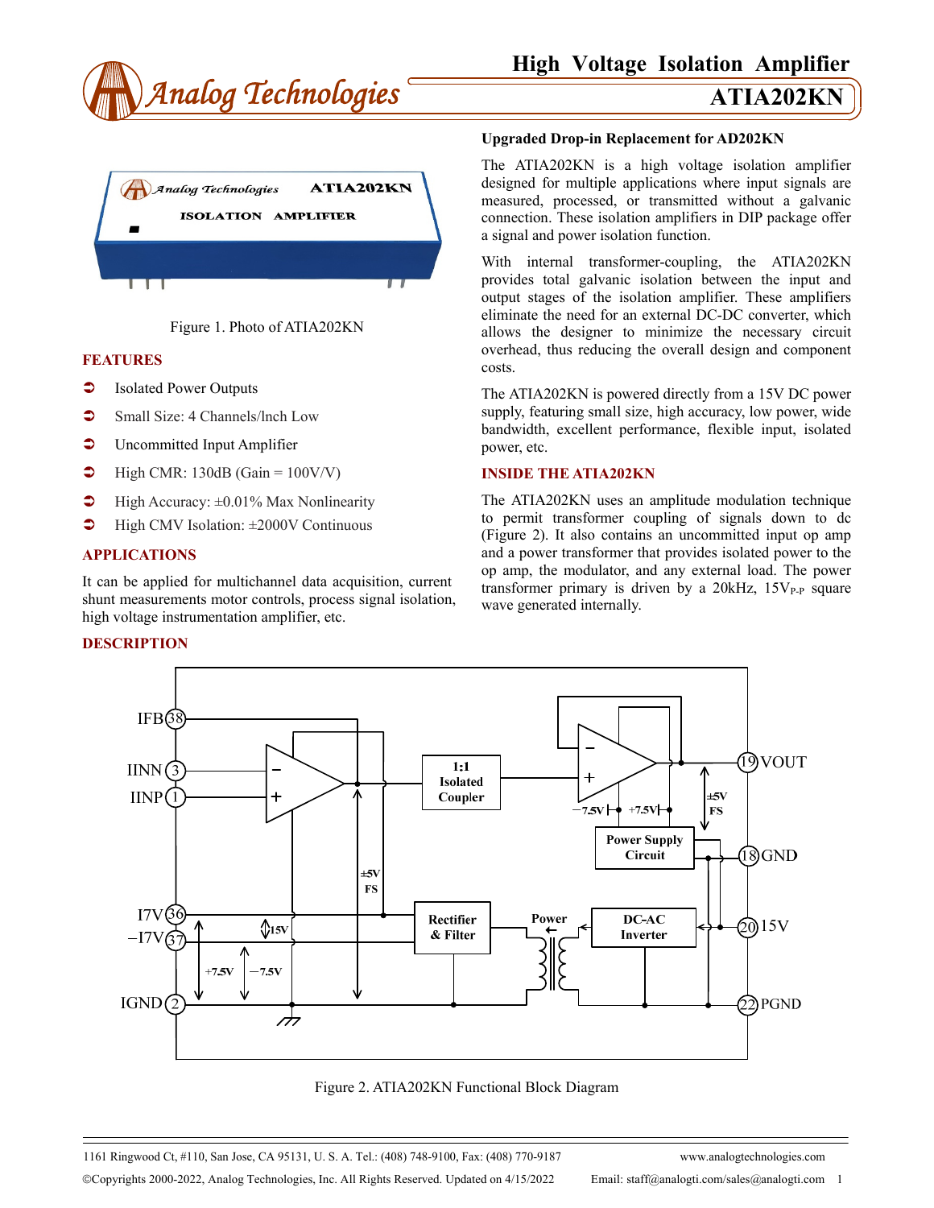# High Voltage Isolation Amplifier

# ATIA202KN

Figure 1. Photo of ATIA202KN

## FEATURES

- Isolated Power Outputs
- Small Size: 4 Channels/lnch Low
- Uncommitted Input Amplifier
- High CMR: 130dB (Gain = 100V/V)
- High Accuracy: ±0.01% Max Nonlinearity
- High CMV Isolation: ±2000V Continuous

## APPLICATIONS

It can be applied for multichannel data acquisition, current shunt measurements motor controls, process signal isolation, high voltage instrumentation amplifier, etc.

## DESCRIPTION

**Upgraded Drop-in Replacement for AD202KN**

The ATIA202KN is a high voltage isolation amplifier designed for multiple applications where input signals are measured, processed, or transmitted without a galvanic connection. These isolation amplifiers in DIP package offer a signal and power isolation function.

With internal transformer-coupling, the ATIA202KN provides total galvanic isolation between the input and output stages of the isolation amplifier. These amplifiers eliminate the need for an external DC-DC converter, which allows the designer to minimize the necessary circuit overhead, thus reducing the overall design and component costs.

The ATIA202KN is powered directly from a 15V DC power supply, featuring small size, high accuracy, low power, wide bandwidth, excellent performance, flexible input, isolated power, etc.

## INSIDE THE ATIA202KN

The ATIA202KN uses an amplitude modulation technique to permit transformer coupling of signals down to dc (Figure 2). It also contains an uncommitted input op amp and a power transformer that provides isolated power to the op amp, the modulator, and any external load. The power transformer primary is driven by a 20kHz, $15V_{P-P}$ square wave generated internally.

Figure 2. ATIA202KN Functional Block Diagram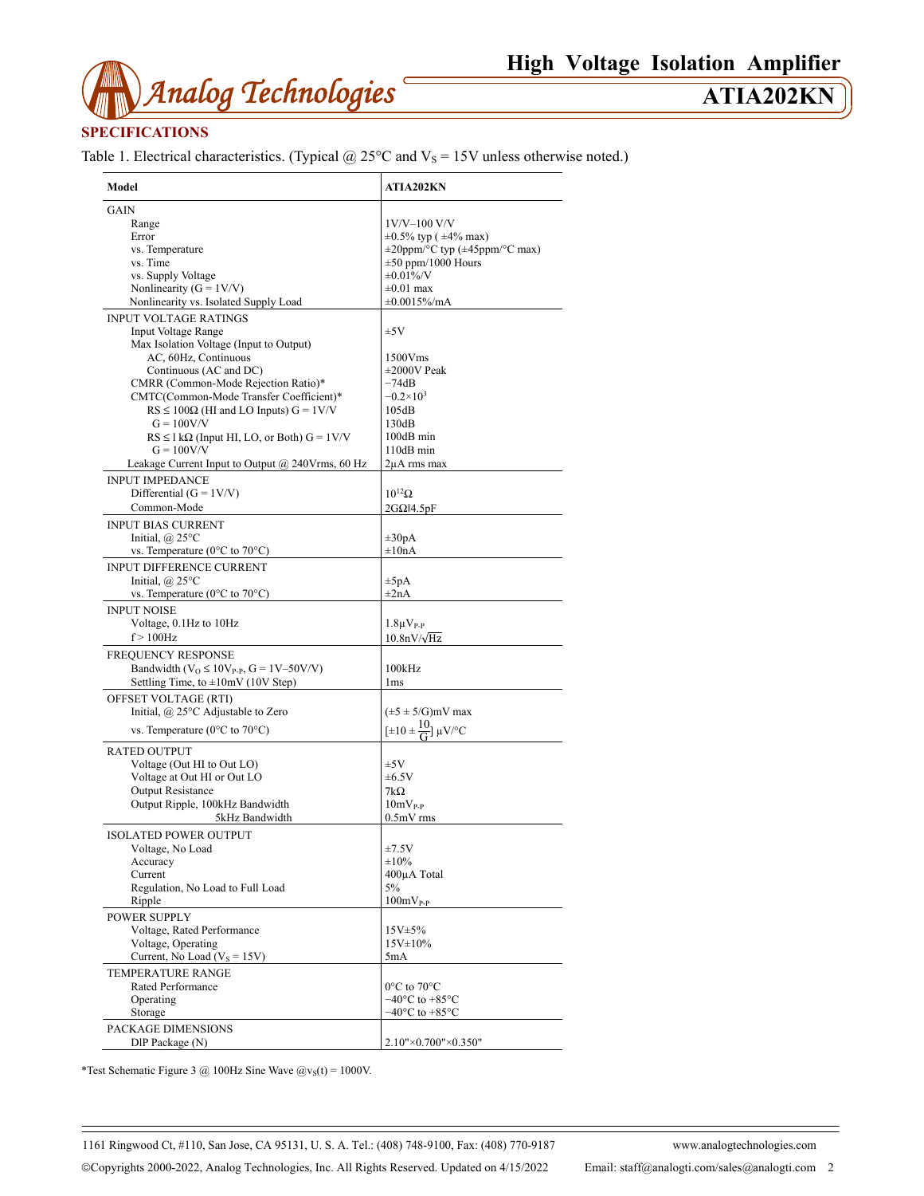## SPECIFICATIONS

Table 1. Electrical characteristics. (Typical @ 25°C and $V_S$ = 15V unless otherwise noted.)

| Model | ATIA202KN |
|---|---|
| GAIN | |
| Range | 1V/V–100 V/V |
| Error | ±0.5% typ ( ±4% max) |
| vs. Temperature | ±20ppm/°C typ (±45ppm/°C max) |
| vs. Time | ±50 ppm/1000 Hours |
| vs. Supply Voltage | ±0.01%/V |
| Nonlinearity (G = 1V/V) | ±0.01 max |
| Nonlinearity vs. Isolated Supply Load | ±0.0015%/mA |
| INPUT VOLTAGE RATINGS | |
| Input Voltage Range | ±5V |
| Max Isolation Voltage (Input to Output) | |
| AC, 60Hz, Continuous | 1500Vms |
| Continuous (AC and DC) | ±2000V Peak |
| CMRR (Common-Mode Rejection Ratio)* | −74dB |
| CMTC(Common-Mode Transfer Coefficient)* | $-0.2\times10^3$ |
| RS ≤ 100Ω (HI and LO Inputs) G = 1V/V | 105dB |
| G = 100V/V | 130dB |
| RS ≤ l kΩ (Input HI, LO, or Both) G = 1V/V | 100dB min |
| G = 100V/V | 110dB min |
| Leakage Current Input to Output @ 240Vrms, 60 Hz | 2μA rms max |
| INPUT IMPEDANCE | |
| Differential (G = 1V/V) | $10^{12}\Omega$ |
| Common-Mode | 2GΩ‖4.5pF |
| INPUT BIAS CURRENT | |
| Initial, @ 25°C | ±30pA |
| vs. Temperature (0°C to 70°C) | ±10nA |
| INPUT DIFFERENCE CURRENT | |
| Initial, @ 25°C | ±5pA |
| vs. Temperature (0°C to 70°C) | ±2nA |
| INPUT NOISE | |
| Voltage, 0.1Hz to 10Hz | $1.8\mu V_{P-P}$ |
| f > 100Hz | $10.8nV/\sqrt{Hz}$ |
| FREQUENCY RESPONSE | |
| Bandwidth ($V_O \le 10V_{P-P}$, G = 1V–50V/V) | 100kHz |
| Settling Time, to ±10mV (10V Step) | 1ms |
| OFFSET VOLTAGE (RTI) | |
| Initial, @ 25°C Adjustable to Zero | (±5 ± 5/G)mV max |
| vs. Temperature (0°C to 70°C) | $[\pm10 \pm \frac{10}{G}]$ μV/°C |
| RATED OUTPUT | |
| Voltage (Out HI to Out LO) | ±5V |
| Voltage at Out HI or Out LO | ±6.5V |
| Output Resistance | 7kΩ |
| Output Ripple, 100kHz Bandwidth | $10mV_{P-P}$ |
| 5kHz Bandwidth | 0.5mV rms |
| ISOLATED POWER OUTPUT | |
| Voltage, No Load | ±7.5V |
| Accuracy | ±10% |
| Current | 400μA Total |
| Regulation, No Load to Full Load | 5% |
| Ripple | $100mV_{P-P}$ |
| POWER SUPPLY | |
| Voltage, Rated Performance | 15V±5% |
| Voltage, Operating | 15V±10% |
| Current, No Load ($V_S$ = 15V) | 5mA |
| TEMPERATURE RANGE | |
| Rated Performance | 0°C to 70°C |
| Operating | −40°C to +85°C |
| Storage | −40°C to +85°C |
| PACKAGE DIMENSIONS | |
| DIP Package (N) | 2.10"×0.700"×0.350" |

*Test Schematic Figure 3 @ 100Hz Sine Wave @$v_S(t)$ = 1000V.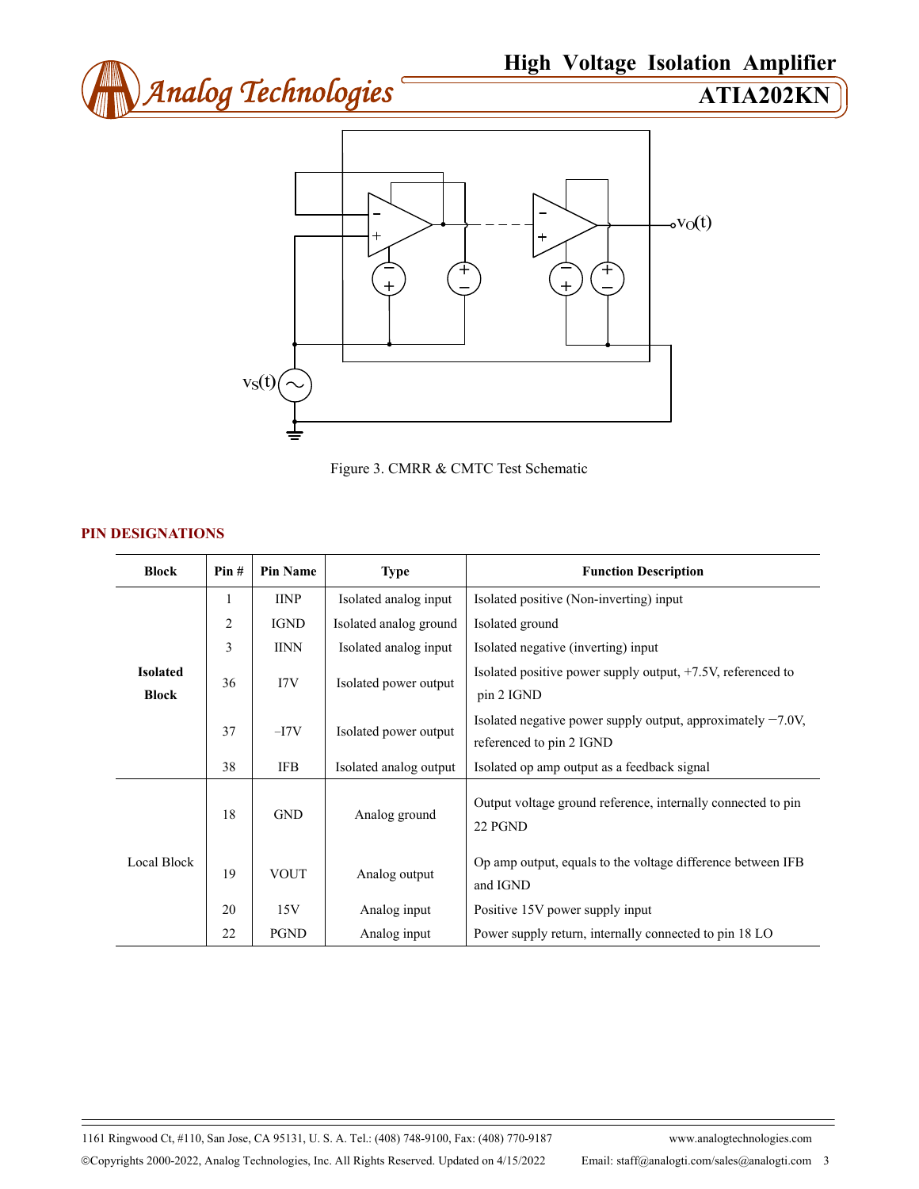Figure 3. CMRR & CMTC Test Schematic

## PIN DESIGNATIONS

| Block | Pin # | Pin Name | Type | Function Description |
|---|---|---|---|---|
| Isolated Block | 1 | IINP | Isolated analog input | Isolated positive (Non-inverting) input |
| | 2 | IGND | Isolated analog ground | Isolated ground |
| | 3 | IINN | Isolated analog input | Isolated negative (inverting) input |
| | 36 | I7V | Isolated power output | Isolated positive power supply output, +7.5V, referenced to pin 2 IGND |
| | 37 | –I7V | Isolated power output | Isolated negative power supply output, approximately −7.0V, referenced to pin 2 IGND |
| | 38 | IFB | Isolated analog output | Isolated op amp output as a feedback signal |
| Local Block | 18 | GND | Analog ground | Output voltage ground reference, internally connected to pin 22 PGND |
| | 19 | VOUT | Analog output | Op amp output, equals to the voltage difference between IFB and IGND |
| | 20 | 15V | Analog input | Positive 15V power supply input |
| | 22 | PGND | Analog input | Power supply return, internally connected to pin 18 LO |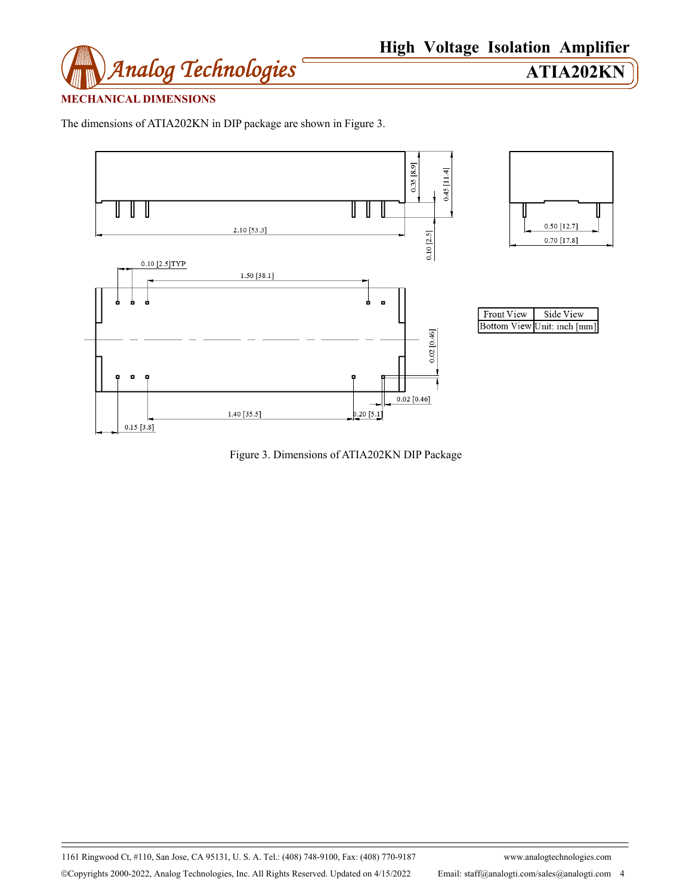## MECHANICAL DIMENSIONS

The dimensions of ATIA202KN in DIP package are shown in Figure 3.

| Front View | Side View |
|---|---|
| Bottom View | Unit: inch [mm] |

Figure 3. Dimensions of ATIA202KN DIP Package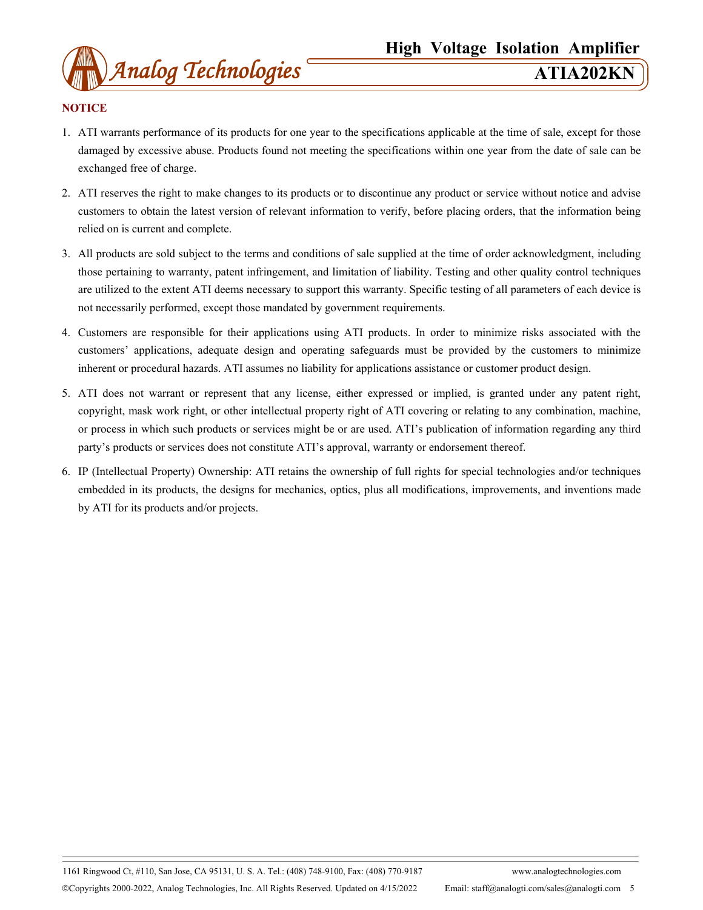**NOTICE**

1. ATI warrants performance of its products for one year to the specifications applicable at the time of sale, except for those damaged by excessive abuse. Products found not meeting the specifications within one year from the date of sale can be exchanged free of charge.

2. ATI reserves the right to make changes to its products or to discontinue any product or service without notice and advise customers to obtain the latest version of relevant information to verify, before placing orders, that the information being relied on is current and complete.

3. All products are sold subject to the terms and conditions of sale supplied at the time of order acknowledgment, including those pertaining to warranty, patent infringement, and limitation of liability. Testing and other quality control techniques are utilized to the extent ATI deems necessary to support this warranty. Specific testing of all parameters of each device is not necessarily performed, except those mandated by government requirements.

4. Customers are responsible for their applications using ATI products. In order to minimize risks associated with the customers' applications, adequate design and operating safeguards must be provided by the customers to minimize inherent or procedural hazards. ATI assumes no liability for applications assistance or customer product design.

5. ATI does not warrant or represent that any license, either expressed or implied, is granted under any patent right, copyright, mask work right, or other intellectual property right of ATI covering or relating to any combination, machine, or process in which such products or services might be or are used. ATI's publication of information regarding any third party's products or services does not constitute ATI's approval, warranty or endorsement thereof.

6. IP (Intellectual Property) Ownership: ATI retains the ownership of full rights for special technologies and/or techniques embedded in its products, the designs for mechanics, optics, plus all modifications, improvements, and inventions made by ATI for its products and/or projects.